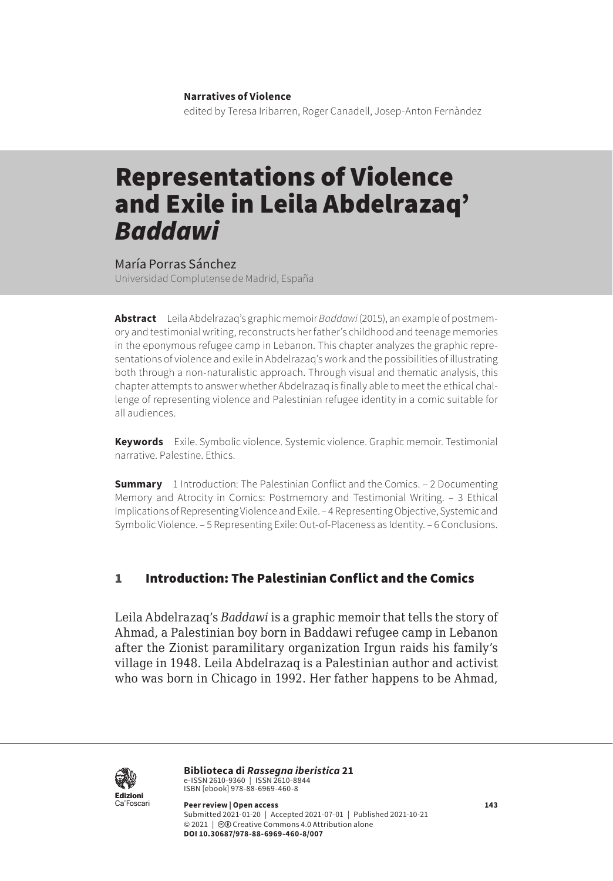**Narratives of Violence**
edited by Teresa Iribarren, Roger Canadell, Josep-Anton Fernàndez

# Representations of Violence and Exile in Leila Abdelrazaq' *Baddawi*

María Porras Sánchez
Universidad Complutense de Madrid, España

**Abstract** Leila Abdelrazaq's graphic memoir *Baddawi* (2015), an example of postmemory and testimonial writing, reconstructs her father's childhood and teenage memories in the eponymous refugee camp in Lebanon. This chapter analyzes the graphic representations of violence and exile in Abdelrazaq's work and the possibilities of illustrating both through a non-naturalistic approach. Through visual and thematic analysis, this chapter attempts to answer whether Abdelrazaq is finally able to meet the ethical challenge of representing violence and Palestinian refugee identity in a comic suitable for all audiences.

**Keywords** Exile. Symbolic violence. Systemic violence. Graphic memoir. Testimonial narrative. Palestine. Ethics.

**Summary** 1 Introduction: The Palestinian Conflict and the Comics. – 2 Documenting Memory and Atrocity in Comics: Postmemory and Testimonial Writing. – 3 Ethical Implications of Representing Violence and Exile. – 4 Representing Objective, Systemic and Symbolic Violence. – 5 Representing Exile: Out-of-Placeness as Identity. – 6 Conclusions.

## 1 Introduction: The Palestinian Conflict and the Comics

Leila Abdelrazaq's *Baddawi* is a graphic memoir that tells the story of Ahmad, a Palestinian boy born in Baddawi refugee camp in Lebanon after the Zionist paramilitary organization Irgun raids his family's village in 1948. Leila Abdelrazaq is a Palestinian author and activist who was born in Chicago in 1992. Her father happens to be Ahmad,

**Biblioteca di *Rassegna iberistica* 21**
e-ISSN 2610-9360 | ISSN 2610-8844
ISBN [ebook] 978-88-6969-460-8

**Peer review | Open access**
Submitted 2021-01-20 | Accepted 2021-07-01 | Published 2021-10-21
© 2021 | Creative Commons 4.0 Attribution alone
**DOI 10.30687/978-88-6969-460-8/007**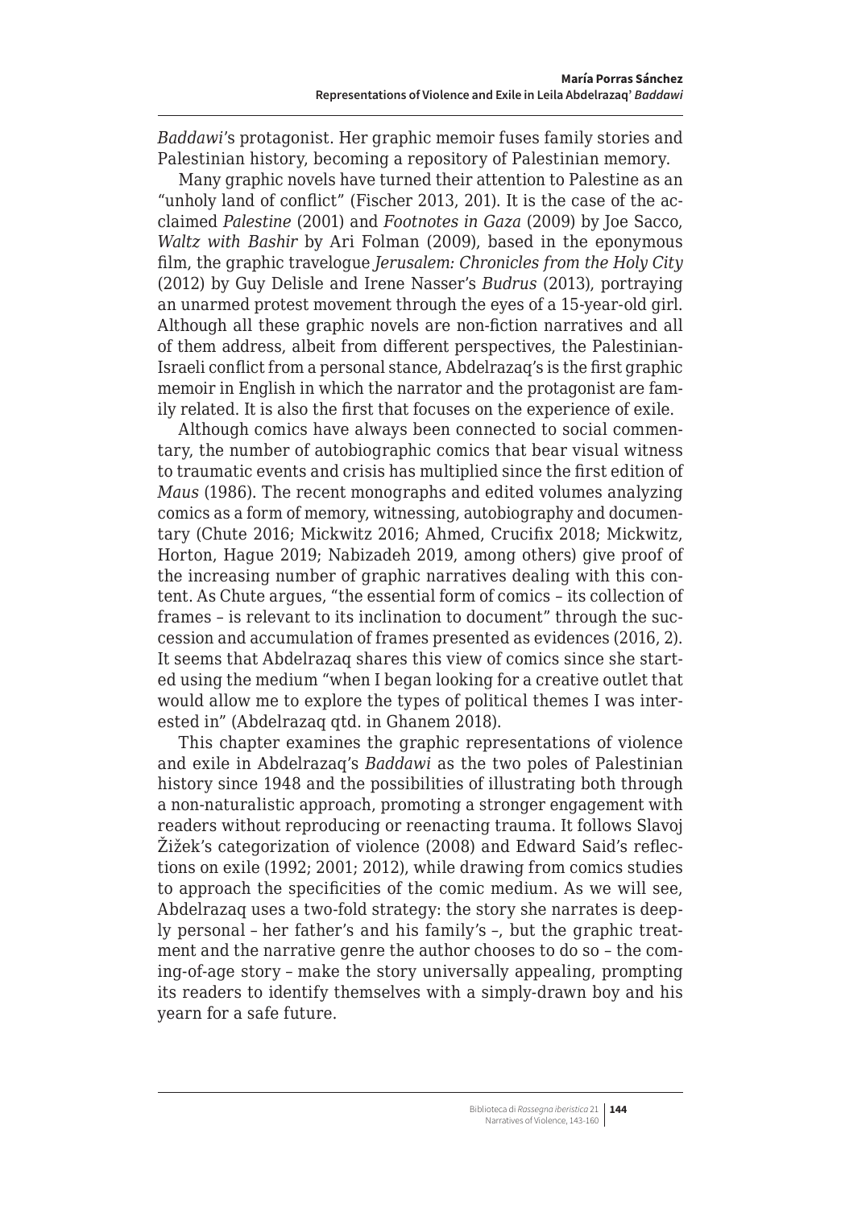*Baddawi*'s protagonist. Her graphic memoir fuses family stories and Palestinian history, becoming a repository of Palestinian memory.

Many graphic novels have turned their attention to Palestine as an "unholy land of conflict" (Fischer 2013, 201). It is the case of the acclaimed *Palestine* (2001) and *Footnotes in Gaza* (2009) by Joe Sacco, *Waltz with Bashir* by Ari Folman (2009), based in the eponymous film, the graphic travelogue *Jerusalem: Chronicles from the Holy City* (2012) by Guy Delisle and Irene Nasser's *Budrus* (2013), portraying an unarmed protest movement through the eyes of a 15-year-old girl. Although all these graphic novels are non-fiction narratives and all of them address, albeit from different perspectives, the Palestinian-Israeli conflict from a personal stance, Abdelrazaq's is the first graphic memoir in English in which the narrator and the protagonist are family related. It is also the first that focuses on the experience of exile.

Although comics have always been connected to social commentary, the number of autobiographic comics that bear visual witness to traumatic events and crisis has multiplied since the first edition of *Maus* (1986). The recent monographs and edited volumes analyzing comics as a form of memory, witnessing, autobiography and documentary (Chute 2016; Mickwitz 2016; Ahmed, Crucifix 2018; Mickwitz, Horton, Hague 2019; Nabizadeh 2019, among others) give proof of the increasing number of graphic narratives dealing with this content. As Chute argues, "the essential form of comics – its collection of frames – is relevant to its inclination to document" through the succession and accumulation of frames presented as evidences (2016, 2). It seems that Abdelrazaq shares this view of comics since she started using the medium "when I began looking for a creative outlet that would allow me to explore the types of political themes I was interested in" (Abdelrazaq qtd. in Ghanem 2018).

This chapter examines the graphic representations of violence and exile in Abdelrazaq's *Baddawi* as the two poles of Palestinian history since 1948 and the possibilities of illustrating both through a non-naturalistic approach, promoting a stronger engagement with readers without reproducing or reenacting trauma. It follows Slavoj Žižek's categorization of violence (2008) and Edward Said's reflections on exile (1992; 2001; 2012), while drawing from comics studies to approach the specificities of the comic medium. As we will see, Abdelrazaq uses a two-fold strategy: the story she narrates is deeply personal – her father's and his family's –, but the graphic treatment and the narrative genre the author chooses to do so – the coming-of-age story – make the story universally appealing, prompting its readers to identify themselves with a simply-drawn boy and his yearn for a safe future.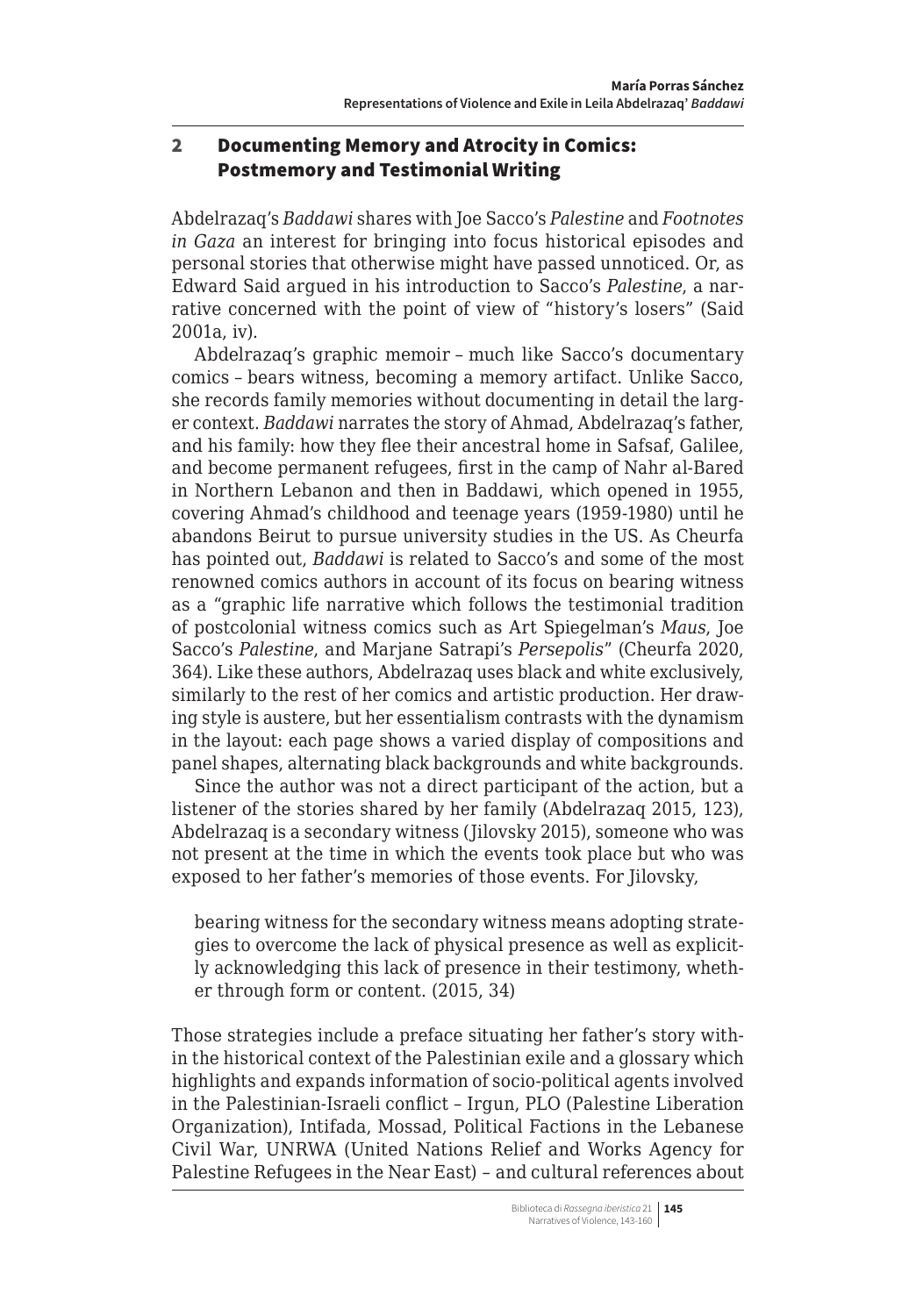## 2 Documenting Memory and Atrocity in Comics: Postmemory and Testimonial Writing

Abdelrazaq's *Baddawi* shares with Joe Sacco's *Palestine* and *Footnotes in Gaza* an interest for bringing into focus historical episodes and personal stories that otherwise might have passed unnoticed. Or, as Edward Said argued in his introduction to Sacco's *Palestine*, a narrative concerned with the point of view of "history's losers" (Said 2001a, iv).

Abdelrazaq's graphic memoir – much like Sacco's documentary comics – bears witness, becoming a memory artifact. Unlike Sacco, she records family memories without documenting in detail the larger context. *Baddawi* narrates the story of Ahmad, Abdelrazaq's father, and his family: how they flee their ancestral home in Safsaf, Galilee, and become permanent refugees, first in the camp of Nahr al-Bared in Northern Lebanon and then in Baddawi, which opened in 1955, covering Ahmad's childhood and teenage years (1959-1980) until he abandons Beirut to pursue university studies in the US. As Cheurfa has pointed out, *Baddawi* is related to Sacco's and some of the most renowned comics authors in account of its focus on bearing witness as a "graphic life narrative which follows the testimonial tradition of postcolonial witness comics such as Art Spiegelman's *Maus*, Joe Sacco's *Palestine*, and Marjane Satrapi's *Persepolis*" (Cheurfa 2020, 364). Like these authors, Abdelrazaq uses black and white exclusively, similarly to the rest of her comics and artistic production. Her drawing style is austere, but her essentialism contrasts with the dynamism in the layout: each page shows a varied display of compositions and panel shapes, alternating black backgrounds and white backgrounds.

Since the author was not a direct participant of the action, but a listener of the stories shared by her family (Abdelrazaq 2015, 123), Abdelrazaq is a secondary witness (Jilovsky 2015), someone who was not present at the time in which the events took place but who was exposed to her father's memories of those events. For Jilovsky,

> bearing witness for the secondary witness means adopting strategies to overcome the lack of physical presence as well as explicitly acknowledging this lack of presence in their testimony, whether through form or content. (2015, 34)

Those strategies include a preface situating her father's story within the historical context of the Palestinian exile and a glossary which highlights and expands information of socio-political agents involved in the Palestinian-Israeli conflict – Irgun, PLO (Palestine Liberation Organization), Intifada, Mossad, Political Factions in the Lebanese Civil War, UNRWA (United Nations Relief and Works Agency for Palestine Refugees in the Near East) – and cultural references about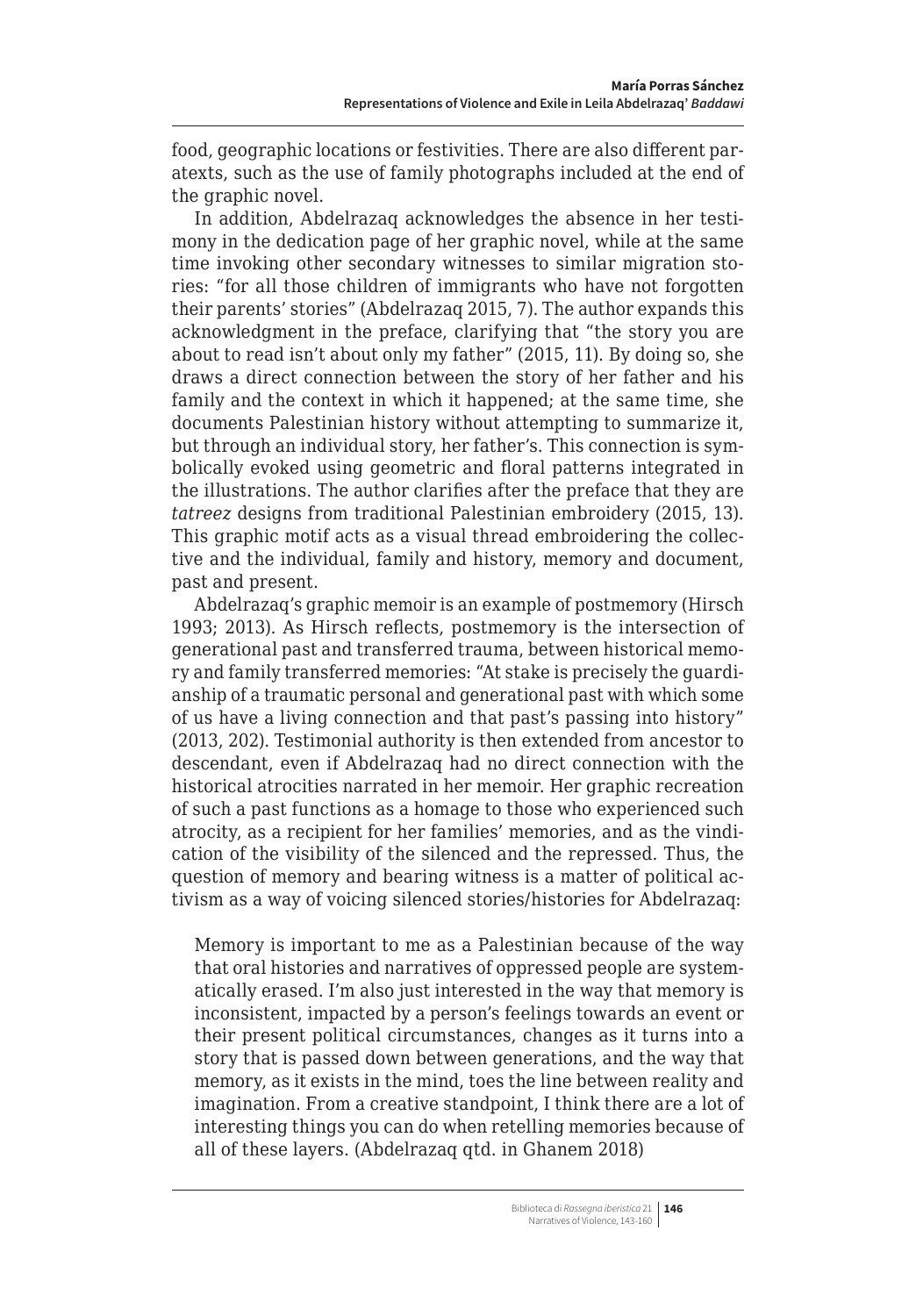food, geographic locations or festivities. There are also different paratexts, such as the use of family photographs included at the end of the graphic novel.

In addition, Abdelrazaq acknowledges the absence in her testimony in the dedication page of her graphic novel, while at the same time invoking other secondary witnesses to similar migration stories: "for all those children of immigrants who have not forgotten their parents' stories" (Abdelrazaq 2015, 7). The author expands this acknowledgment in the preface, clarifying that "the story you are about to read isn't about only my father" (2015, 11). By doing so, she draws a direct connection between the story of her father and his family and the context in which it happened; at the same time, she documents Palestinian history without attempting to summarize it, but through an individual story, her father's. This connection is symbolically evoked using geometric and floral patterns integrated in the illustrations. The author clarifies after the preface that they are *tatreez* designs from traditional Palestinian embroidery (2015, 13). This graphic motif acts as a visual thread embroidering the collective and the individual, family and history, memory and document, past and present.

Abdelrazaq's graphic memoir is an example of postmemory (Hirsch 1993; 2013). As Hirsch reflects, postmemory is the intersection of generational past and transferred trauma, between historical memory and family transferred memories: "At stake is precisely the guardianship of a traumatic personal and generational past with which some of us have a living connection and that past's passing into history" (2013, 202). Testimonial authority is then extended from ancestor to descendant, even if Abdelrazaq had no direct connection with the historical atrocities narrated in her memoir. Her graphic recreation of such a past functions as a homage to those who experienced such atrocity, as a recipient for her families' memories, and as the vindication of the visibility of the silenced and the repressed. Thus, the question of memory and bearing witness is a matter of political activism as a way of voicing silenced stories/histories for Abdelrazaq:

> Memory is important to me as a Palestinian because of the way that oral histories and narratives of oppressed people are systematically erased. I'm also just interested in the way that memory is inconsistent, impacted by a person's feelings towards an event or their present political circumstances, changes as it turns into a story that is passed down between generations, and the way that memory, as it exists in the mind, toes the line between reality and imagination. From a creative standpoint, I think there are a lot of interesting things you can do when retelling memories because of all of these layers. (Abdelrazaq qtd. in Ghanem 2018)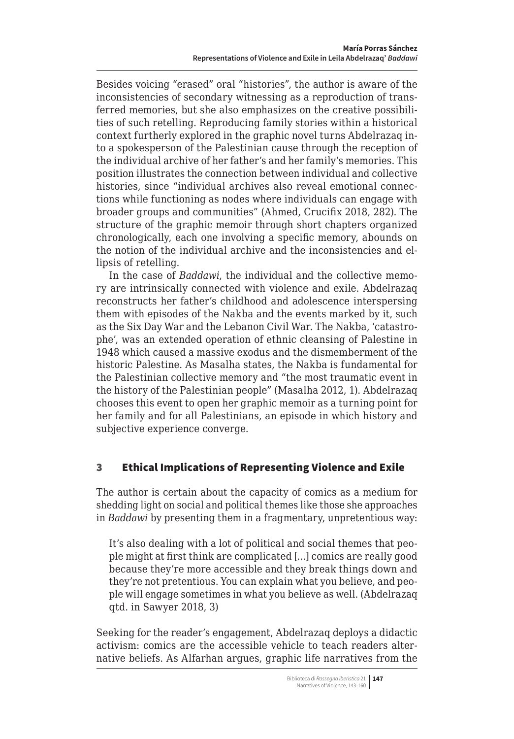Besides voicing "erased" oral "histories", the author is aware of the inconsistencies of secondary witnessing as a reproduction of transferred memories, but she also emphasizes on the creative possibilities of such retelling. Reproducing family stories within a historical context furtherly explored in the graphic novel turns Abdelrazaq into a spokesperson of the Palestinian cause through the reception of the individual archive of her father's and her family's memories. This position illustrates the connection between individual and collective histories, since "individual archives also reveal emotional connections while functioning as nodes where individuals can engage with broader groups and communities" (Ahmed, Crucifix 2018, 282). The structure of the graphic memoir through short chapters organized chronologically, each one involving a specific memory, abounds on the notion of the individual archive and the inconsistencies and ellipsis of retelling.

In the case of *Baddawi*, the individual and the collective memory are intrinsically connected with violence and exile. Abdelrazaq reconstructs her father's childhood and adolescence interspersing them with episodes of the Nakba and the events marked by it, such as the Six Day War and the Lebanon Civil War. The Nakba, 'catastrophe', was an extended operation of ethnic cleansing of Palestine in 1948 which caused a massive exodus and the dismemberment of the historic Palestine. As Masalha states, the Nakba is fundamental for the Palestinian collective memory and "the most traumatic event in the history of the Palestinian people" (Masalha 2012, 1). Abdelrazaq chooses this event to open her graphic memoir as a turning point for her family and for all Palestinians, an episode in which history and subjective experience converge.

## 3 Ethical Implications of Representing Violence and Exile

The author is certain about the capacity of comics as a medium for shedding light on social and political themes like those she approaches in *Baddawi* by presenting them in a fragmentary, unpretentious way:

> It's also dealing with a lot of political and social themes that people might at first think are complicated […] comics are really good because they're more accessible and they break things down and they're not pretentious. You can explain what you believe, and people will engage sometimes in what you believe as well. (Abdelrazaq qtd. in Sawyer 2018, 3)

Seeking for the reader's engagement, Abdelrazaq deploys a didactic activism: comics are the accessible vehicle to teach readers alternative beliefs. As Alfarhan argues, graphic life narratives from the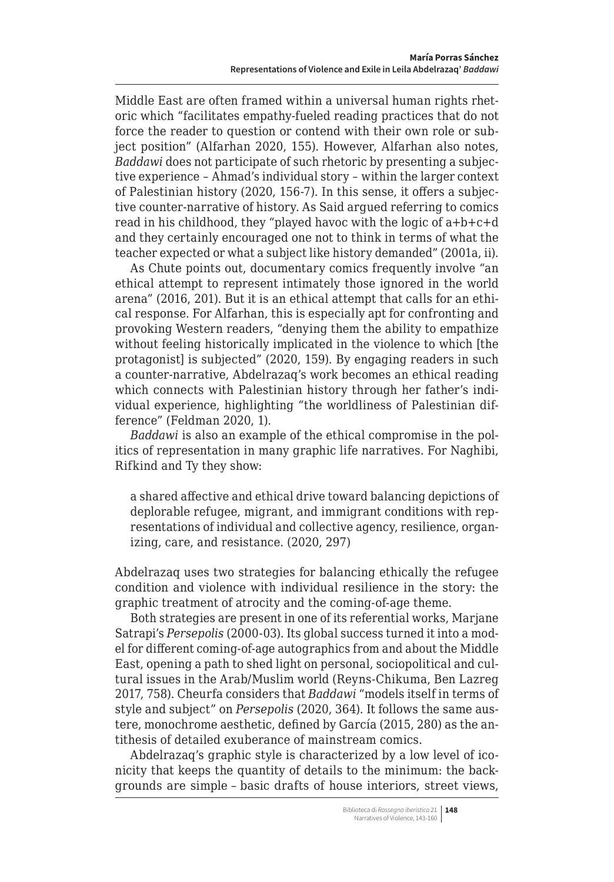Middle East are often framed within a universal human rights rhetoric which "facilitates empathy-fueled reading practices that do not force the reader to question or contend with their own role or subject position" (Alfarhan 2020, 155). However, Alfarhan also notes, *Baddawi* does not participate of such rhetoric by presenting a subjective experience – Ahmad's individual story – within the larger context of Palestinian history (2020, 156-7). In this sense, it offers a subjective counter-narrative of history. As Said argued referring to comics read in his childhood, they "played havoc with the logic of a+b+c+d and they certainly encouraged one not to think in terms of what the teacher expected or what a subject like history demanded" (2001a, ii).

As Chute points out, documentary comics frequently involve "an ethical attempt to represent intimately those ignored in the world arena" (2016, 201). But it is an ethical attempt that calls for an ethical response. For Alfarhan, this is especially apt for confronting and provoking Western readers, "denying them the ability to empathize without feeling historically implicated in the violence to which [the protagonist] is subjected" (2020, 159). By engaging readers in such a counter-narrative, Abdelrazaq's work becomes an ethical reading which connects with Palestinian history through her father's individual experience, highlighting "the worldliness of Palestinian difference" (Feldman 2020, 1).

*Baddawi* is also an example of the ethical compromise in the politics of representation in many graphic life narratives. For Naghibi, Rifkind and Ty they show:

> a shared affective and ethical drive toward balancing depictions of deplorable refugee, migrant, and immigrant conditions with representations of individual and collective agency, resilience, organizing, care, and resistance. (2020, 297)

Abdelrazaq uses two strategies for balancing ethically the refugee condition and violence with individual resilience in the story: the graphic treatment of atrocity and the coming-of-age theme.

Both strategies are present in one of its referential works, Marjane Satrapi's *Persepolis* (2000-03). Its global success turned it into a model for different coming-of-age autographics from and about the Middle East, opening a path to shed light on personal, sociopolitical and cultural issues in the Arab/Muslim world (Reyns-Chikuma, Ben Lazreg 2017, 758). Cheurfa considers that *Baddawi* "models itself in terms of style and subject" on *Persepolis* (2020, 364). It follows the same austere, monochrome aesthetic, defined by García (2015, 280) as the antithesis of detailed exuberance of mainstream comics.

Abdelrazaq's graphic style is characterized by a low level of iconicity that keeps the quantity of details to the minimum: the backgrounds are simple – basic drafts of house interiors, street views,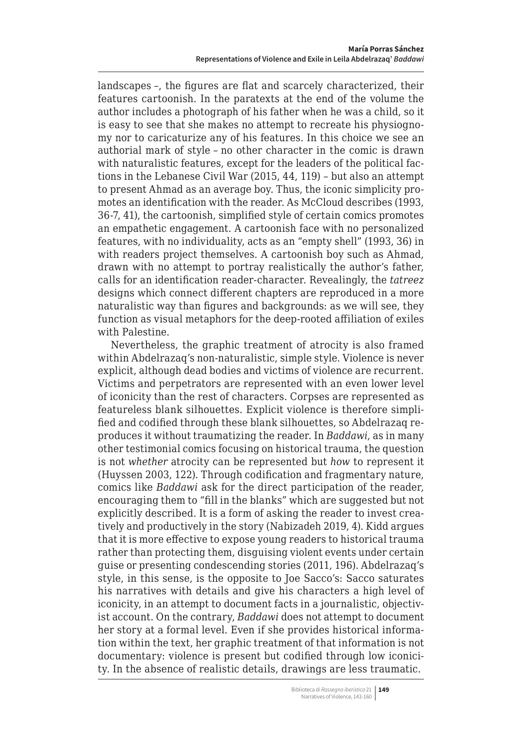landscapes –, the figures are flat and scarcely characterized, their features cartoonish. In the paratexts at the end of the volume the author includes a photograph of his father when he was a child, so it is easy to see that she makes no attempt to recreate his physiognomy nor to caricaturize any of his features. In this choice we see an authorial mark of style – no other character in the comic is drawn with naturalistic features, except for the leaders of the political factions in the Lebanese Civil War (2015, 44, 119) – but also an attempt to present Ahmad as an average boy. Thus, the iconic simplicity promotes an identification with the reader. As McCloud describes (1993, 36-7, 41), the cartoonish, simplified style of certain comics promotes an empathetic engagement. A cartoonish face with no personalized features, with no individuality, acts as an "empty shell" (1993, 36) in with readers project themselves. A cartoonish boy such as Ahmad, drawn with no attempt to portray realistically the author's father, calls for an identification reader-character. Revealingly, the *tatreez* designs which connect different chapters are reproduced in a more naturalistic way than figures and backgrounds: as we will see, they function as visual metaphors for the deep-rooted affiliation of exiles with Palestine.

Nevertheless, the graphic treatment of atrocity is also framed within Abdelrazaq's non-naturalistic, simple style. Violence is never explicit, although dead bodies and victims of violence are recurrent. Victims and perpetrators are represented with an even lower level of iconicity than the rest of characters. Corpses are represented as featureless blank silhouettes. Explicit violence is therefore simplified and codified through these blank silhouettes, so Abdelrazaq reproduces it without traumatizing the reader. In *Baddawi*, as in many other testimonial comics focusing on historical trauma, the question is not *whether* atrocity can be represented but *how* to represent it (Huyssen 2003, 122). Through codification and fragmentary nature, comics like *Baddawi* ask for the direct participation of the reader, encouraging them to "fill in the blanks" which are suggested but not explicitly described. It is a form of asking the reader to invest creatively and productively in the story (Nabizadeh 2019, 4). Kidd argues that it is more effective to expose young readers to historical trauma rather than protecting them, disguising violent events under certain guise or presenting condescending stories (2011, 196). Abdelrazaq's style, in this sense, is the opposite to Joe Sacco's: Sacco saturates his narratives with details and give his characters a high level of iconicity, in an attempt to document facts in a journalistic, objectivist account. On the contrary, *Baddawi* does not attempt to document her story at a formal level. Even if she provides historical information within the text, her graphic treatment of that information is not documentary: violence is present but codified through low iconicity. In the absence of realistic details, drawings are less traumatic.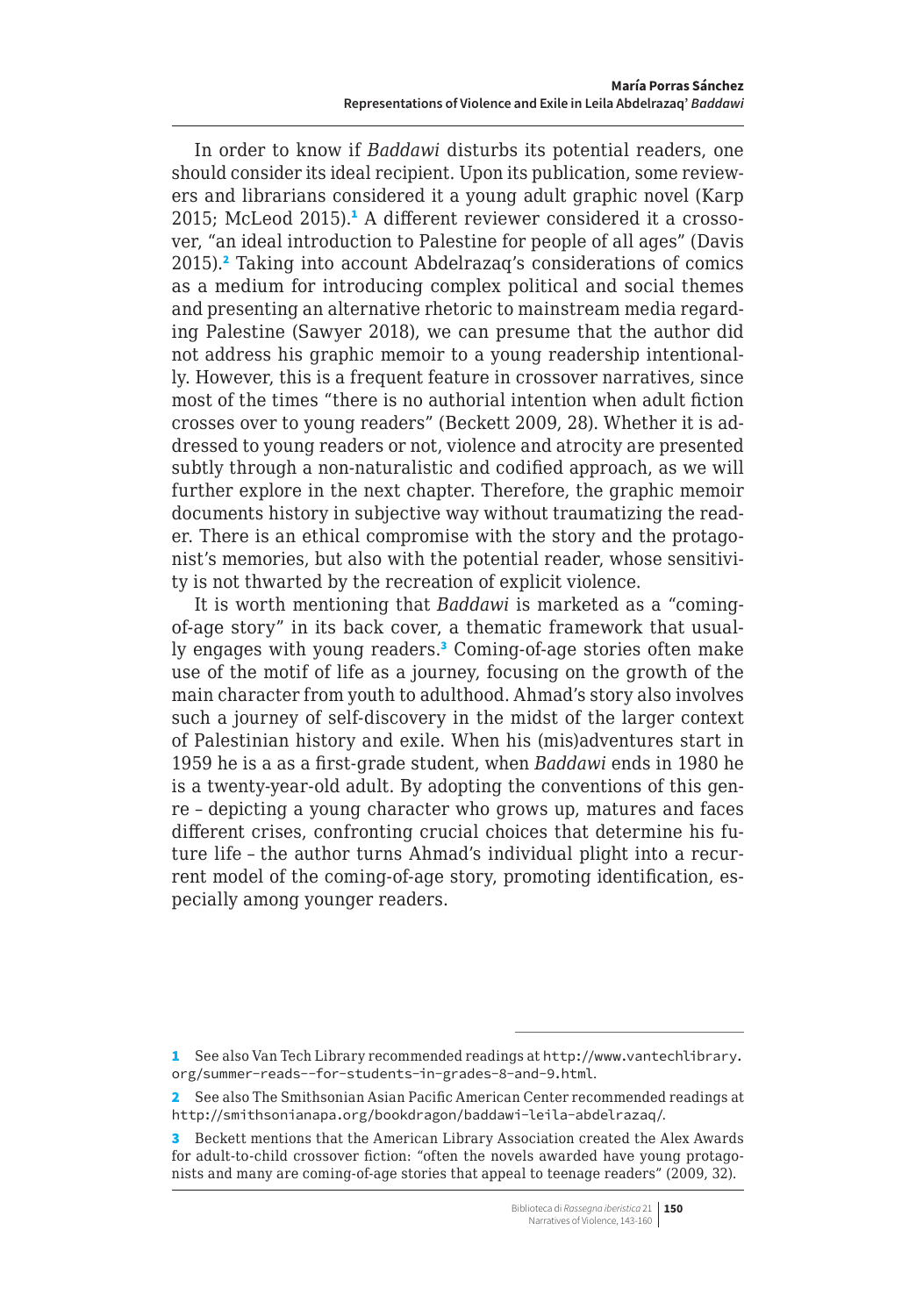In order to know if *Baddawi* disturbs its potential readers, one should consider its ideal recipient. Upon its publication, some reviewers and librarians considered it a young adult graphic novel (Karp 2015; McLeod 2015).[1] A different reviewer considered it a crossover, "an ideal introduction to Palestine for people of all ages" (Davis 2015).[2] Taking into account Abdelrazaq's considerations of comics as a medium for introducing complex political and social themes and presenting an alternative rhetoric to mainstream media regarding Palestine (Sawyer 2018), we can presume that the author did not address his graphic memoir to a young readership intentionally. However, this is a frequent feature in crossover narratives, since most of the times "there is no authorial intention when adult fiction crosses over to young readers" (Beckett 2009, 28). Whether it is addressed to young readers or not, violence and atrocity are presented subtly through a non-naturalistic and codified approach, as we will further explore in the next chapter. Therefore, the graphic memoir documents history in subjective way without traumatizing the reader. There is an ethical compromise with the story and the protagonist's memories, but also with the potential reader, whose sensitivity is not thwarted by the recreation of explicit violence.

It is worth mentioning that *Baddawi* is marketed as a "coming-of-age story" in its back cover, a thematic framework that usually engages with young readers.[3] Coming-of-age stories often make use of the motif of life as a journey, focusing on the growth of the main character from youth to adulthood. Ahmad's story also involves such a journey of self-discovery in the midst of the larger context of Palestinian history and exile. When his (mis)adventures start in 1959 he is a as a first-grade student, when *Baddawi* ends in 1980 he is a twenty-year-old adult. By adopting the conventions of this genre – depicting a young character who grows up, matures and faces different crises, confronting crucial choices that determine his future life – the author turns Ahmad's individual plight into a recurrent model of the coming-of-age story, promoting identification, especially among younger readers.

---

1 See also Van Tech Library recommended readings at http://www.vantechlibrary.org/summer-reads--for-students-in-grades-8-and-9.html.

2 See also The Smithsonian Asian Pacific American Center recommended readings at http://smithsonianapa.org/bookdragon/baddawi-leila-abdelrazaq/.

3 Beckett mentions that the American Library Association created the Alex Awards for adult-to-child crossover fiction: "often the novels awarded have young protagonists and many are coming-of-age stories that appeal to teenage readers" (2009, 32).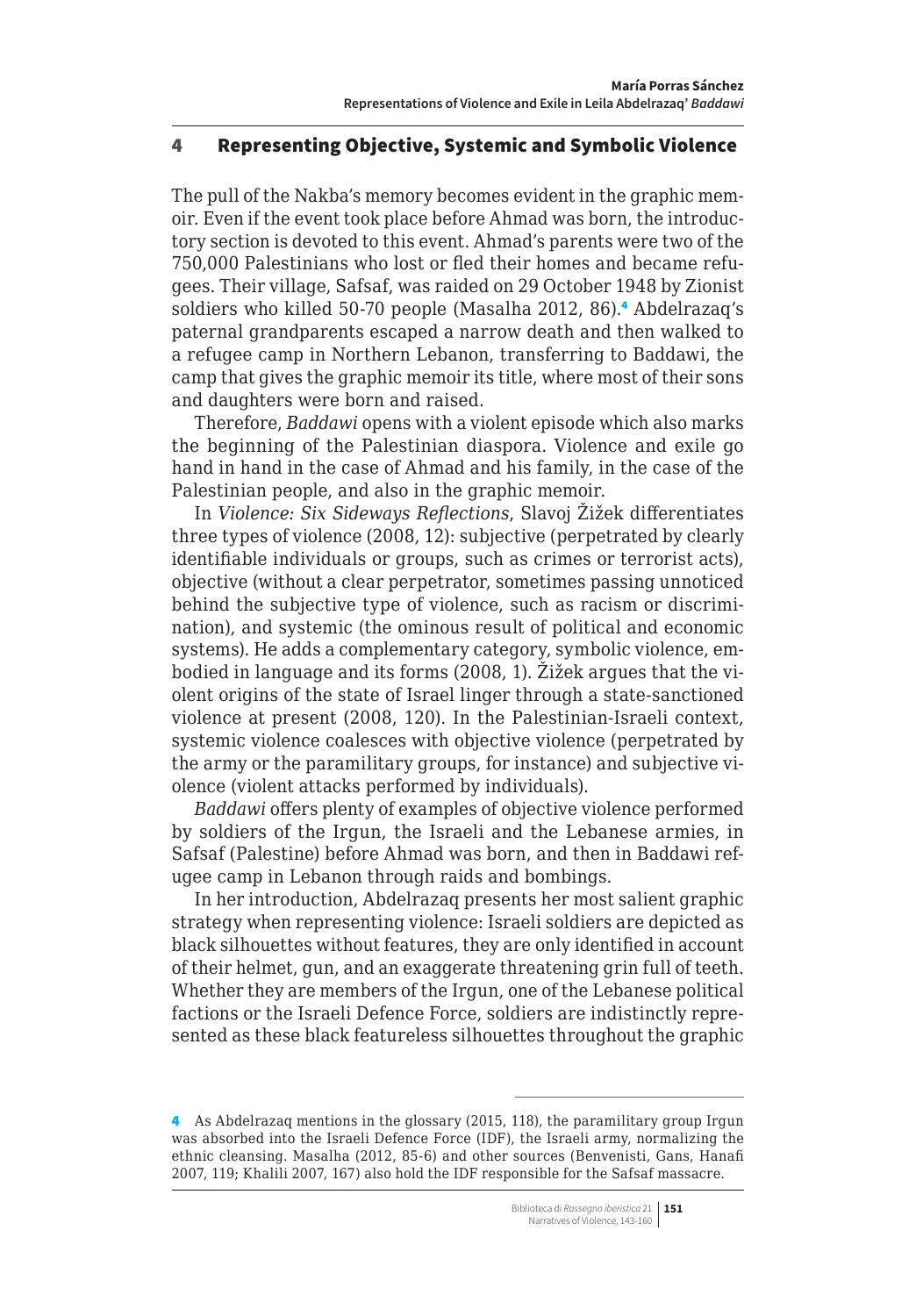## 4 Representing Objective, Systemic and Symbolic Violence

The pull of the Nakba's memory becomes evident in the graphic memoir. Even if the event took place before Ahmad was born, the introductory section is devoted to this event. Ahmad's parents were two of the 750,000 Palestinians who lost or fled their homes and became refugees. Their village, Safsaf, was raided on 29 October 1948 by Zionist soldiers who killed 50-70 people (Masalha 2012, 86).[4] Abdelrazaq's paternal grandparents escaped a narrow death and then walked to a refugee camp in Northern Lebanon, transferring to Baddawi, the camp that gives the graphic memoir its title, where most of their sons and daughters were born and raised.

Therefore, *Baddawi* opens with a violent episode which also marks the beginning of the Palestinian diaspora. Violence and exile go hand in hand in the case of Ahmad and his family, in the case of the Palestinian people, and also in the graphic memoir.

In *Violence: Six Sideways Reflections*, Slavoj Žižek differentiates three types of violence (2008, 12): subjective (perpetrated by clearly identifiable individuals or groups, such as crimes or terrorist acts), objective (without a clear perpetrator, sometimes passing unnoticed behind the subjective type of violence, such as racism or discrimination), and systemic (the ominous result of political and economic systems). He adds a complementary category, symbolic violence, embodied in language and its forms (2008, 1). Žižek argues that the violent origins of the state of Israel linger through a state-sanctioned violence at present (2008, 120). In the Palestinian-Israeli context, systemic violence coalesces with objective violence (perpetrated by the army or the paramilitary groups, for instance) and subjective violence (violent attacks performed by individuals).

*Baddawi* offers plenty of examples of objective violence performed by soldiers of the Irgun, the Israeli and the Lebanese armies, in Safsaf (Palestine) before Ahmad was born, and then in Baddawi refugee camp in Lebanon through raids and bombings.

In her introduction, Abdelrazaq presents her most salient graphic strategy when representing violence: Israeli soldiers are depicted as black silhouettes without features, they are only identified in account of their helmet, gun, and an exaggerate threatening grin full of teeth. Whether they are members of the Irgun, one of the Lebanese political factions or the Israeli Defence Force, soldiers are indistinctly represented as these black featureless silhouettes throughout the graphic

---

[4] As Abdelrazaq mentions in the glossary (2015, 118), the paramilitary group Irgun was absorbed into the Israeli Defence Force (IDF), the Israeli army, normalizing the ethnic cleansing. Masalha (2012, 85-6) and other sources (Benvenisti, Gans, Hanafi 2007, 119; Khalili 2007, 167) also hold the IDF responsible for the Safsaf massacre.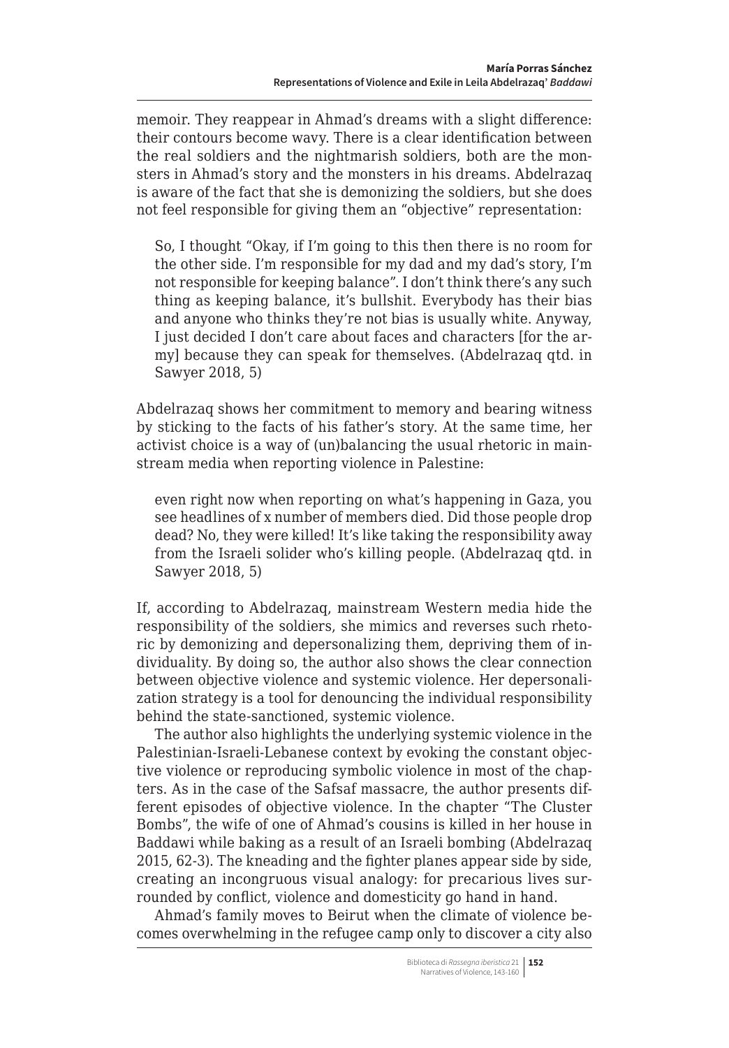memoir. They reappear in Ahmad's dreams with a slight difference: their contours become wavy. There is a clear identification between the real soldiers and the nightmarish soldiers, both are the monsters in Ahmad's story and the monsters in his dreams. Abdelrazaq is aware of the fact that she is demonizing the soldiers, but she does not feel responsible for giving them an "objective" representation:

> So, I thought "Okay, if I'm going to this then there is no room for the other side. I'm responsible for my dad and my dad's story, I'm not responsible for keeping balance". I don't think there's any such thing as keeping balance, it's bullshit. Everybody has their bias and anyone who thinks they're not bias is usually white. Anyway, I just decided I don't care about faces and characters [for the army] because they can speak for themselves. (Abdelrazaq qtd. in Sawyer 2018, 5)

Abdelrazaq shows her commitment to memory and bearing witness by sticking to the facts of his father's story. At the same time, her activist choice is a way of (un)balancing the usual rhetoric in mainstream media when reporting violence in Palestine:

> even right now when reporting on what's happening in Gaza, you see headlines of x number of members died. Did those people drop dead? No, they were killed! It's like taking the responsibility away from the Israeli solider who's killing people. (Abdelrazaq qtd. in Sawyer 2018, 5)

If, according to Abdelrazaq, mainstream Western media hide the responsibility of the soldiers, she mimics and reverses such rhetoric by demonizing and depersonalizing them, depriving them of individuality. By doing so, the author also shows the clear connection between objective violence and systemic violence. Her depersonalization strategy is a tool for denouncing the individual responsibility behind the state-sanctioned, systemic violence.

The author also highlights the underlying systemic violence in the Palestinian-Israeli-Lebanese context by evoking the constant objective violence or reproducing symbolic violence in most of the chapters. As in the case of the Safsaf massacre, the author presents different episodes of objective violence. In the chapter "The Cluster Bombs", the wife of one of Ahmad's cousins is killed in her house in Baddawi while baking as a result of an Israeli bombing (Abdelrazaq 2015, 62-3). The kneading and the fighter planes appear side by side, creating an incongruous visual analogy: for precarious lives surrounded by conflict, violence and domesticity go hand in hand.

Ahmad's family moves to Beirut when the climate of violence becomes overwhelming in the refugee camp only to discover a city also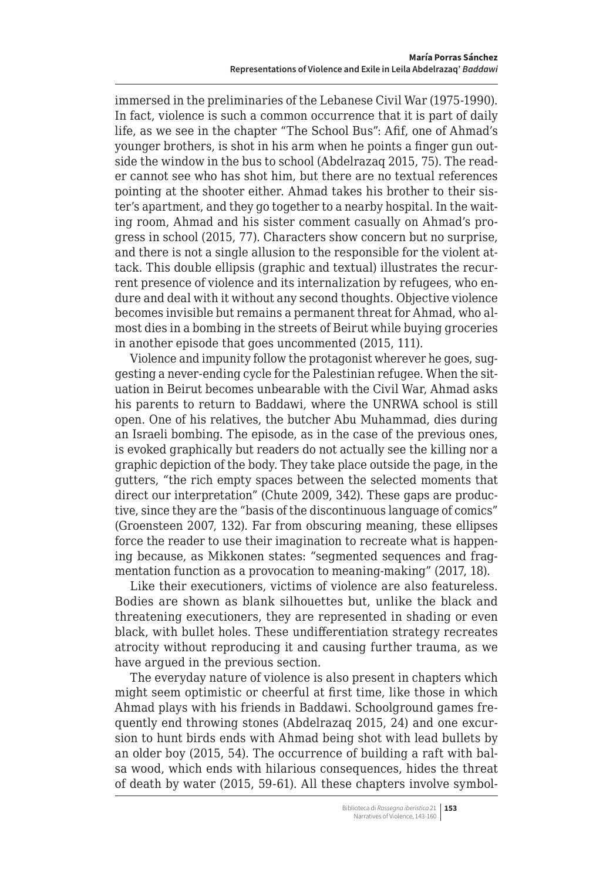immersed in the preliminaries of the Lebanese Civil War (1975-1990). In fact, violence is such a common occurrence that it is part of daily life, as we see in the chapter "The School Bus": Afif, one of Ahmad's younger brothers, is shot in his arm when he points a finger gun outside the window in the bus to school (Abdelrazaq 2015, 75). The reader cannot see who has shot him, but there are no textual references pointing at the shooter either. Ahmad takes his brother to their sister's apartment, and they go together to a nearby hospital. In the waiting room, Ahmad and his sister comment casually on Ahmad's progress in school (2015, 77). Characters show concern but no surprise, and there is not a single allusion to the responsible for the violent attack. This double ellipsis (graphic and textual) illustrates the recurrent presence of violence and its internalization by refugees, who endure and deal with it without any second thoughts. Objective violence becomes invisible but remains a permanent threat for Ahmad, who almost dies in a bombing in the streets of Beirut while buying groceries in another episode that goes uncommented (2015, 111).

Violence and impunity follow the protagonist wherever he goes, suggesting a never-ending cycle for the Palestinian refugee. When the situation in Beirut becomes unbearable with the Civil War, Ahmad asks his parents to return to Baddawi, where the UNRWA school is still open. One of his relatives, the butcher Abu Muhammad, dies during an Israeli bombing. The episode, as in the case of the previous ones, is evoked graphically but readers do not actually see the killing nor a graphic depiction of the body. They take place outside the page, in the gutters, "the rich empty spaces between the selected moments that direct our interpretation" (Chute 2009, 342). These gaps are productive, since they are the "basis of the discontinuous language of comics" (Groensteen 2007, 132). Far from obscuring meaning, these ellipses force the reader to use their imagination to recreate what is happening because, as Mikkonen states: "segmented sequences and fragmentation function as a provocation to meaning-making" (2017, 18).

Like their executioners, victims of violence are also featureless. Bodies are shown as blank silhouettes but, unlike the black and threatening executioners, they are represented in shading or even black, with bullet holes. These undifferentiation strategy recreates atrocity without reproducing it and causing further trauma, as we have argued in the previous section.

The everyday nature of violence is also present in chapters which might seem optimistic or cheerful at first time, like those in which Ahmad plays with his friends in Baddawi. Schoolground games frequently end throwing stones (Abdelrazaq 2015, 24) and one excursion to hunt birds ends with Ahmad being shot with lead bullets by an older boy (2015, 54). The occurrence of building a raft with balsa wood, which ends with hilarious consequences, hides the threat of death by water (2015, 59-61). All these chapters involve symbol-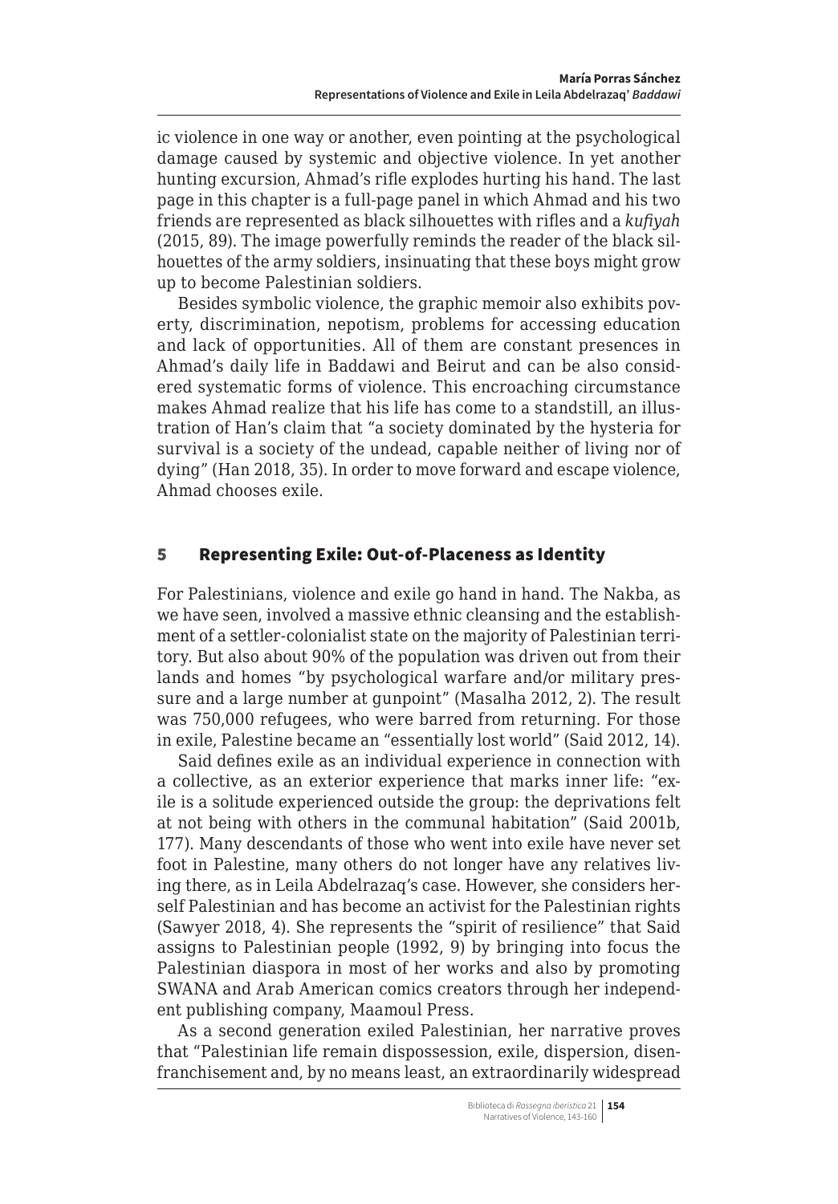ic violence in one way or another, even pointing at the psychological damage caused by systemic and objective violence. In yet another hunting excursion, Ahmad's rifle explodes hurting his hand. The last page in this chapter is a full-page panel in which Ahmad and his two friends are represented as black silhouettes with rifles and a *kufiyah* (2015, 89). The image powerfully reminds the reader of the black silhouettes of the army soldiers, insinuating that these boys might grow up to become Palestinian soldiers.

Besides symbolic violence, the graphic memoir also exhibits poverty, discrimination, nepotism, problems for accessing education and lack of opportunities. All of them are constant presences in Ahmad's daily life in Baddawi and Beirut and can be also considered systematic forms of violence. This encroaching circumstance makes Ahmad realize that his life has come to a standstill, an illustration of Han's claim that "a society dominated by the hysteria for survival is a society of the undead, capable neither of living nor of dying" (Han 2018, 35). In order to move forward and escape violence, Ahmad chooses exile.

## 5 Representing Exile: Out-of-Placeness as Identity

For Palestinians, violence and exile go hand in hand. The Nakba, as we have seen, involved a massive ethnic cleansing and the establishment of a settler-colonialist state on the majority of Palestinian territory. But also about 90% of the population was driven out from their lands and homes "by psychological warfare and/or military pressure and a large number at gunpoint" (Masalha 2012, 2). The result was 750,000 refugees, who were barred from returning. For those in exile, Palestine became an "essentially lost world" (Said 2012, 14).

Said defines exile as an individual experience in connection with a collective, as an exterior experience that marks inner life: "exile is a solitude experienced outside the group: the deprivations felt at not being with others in the communal habitation" (Said 2001b, 177). Many descendants of those who went into exile have never set foot in Palestine, many others do not longer have any relatives living there, as in Leila Abdelrazaq's case. However, she considers herself Palestinian and has become an activist for the Palestinian rights (Sawyer 2018, 4). She represents the "spirit of resilience" that Said assigns to Palestinian people (1992, 9) by bringing into focus the Palestinian diaspora in most of her works and also by promoting SWANA and Arab American comics creators through her independent publishing company, Maamoul Press.

As a second generation exiled Palestinian, her narrative proves that "Palestinian life remain dispossession, exile, dispersion, disenfranchisement and, by no means least, an extraordinarily widespread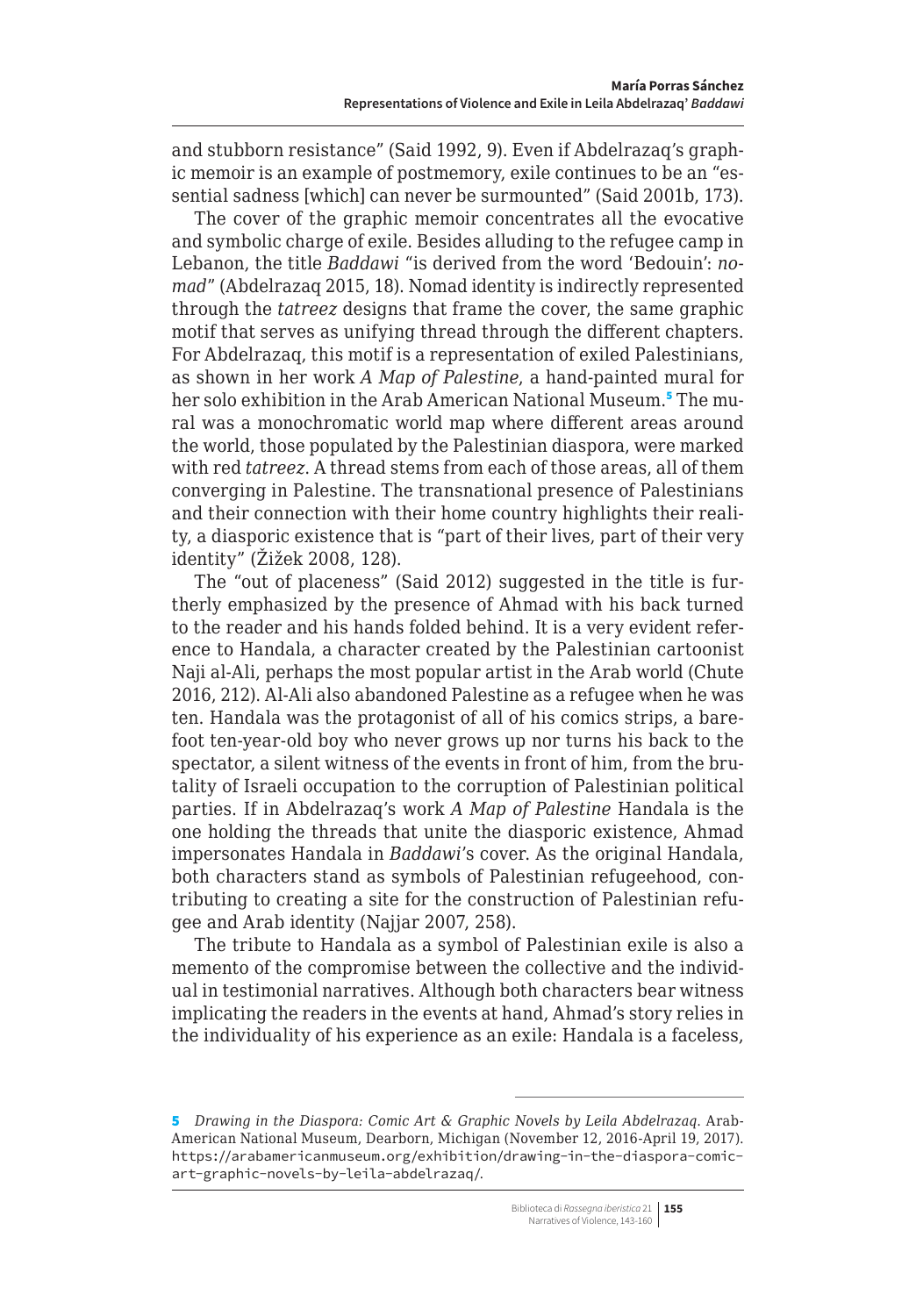and stubborn resistance" (Said 1992, 9). Even if Abdelrazaq's graphic memoir is an example of postmemory, exile continues to be an "essential sadness [which] can never be surmounted" (Said 2001b, 173).

The cover of the graphic memoir concentrates all the evocative and symbolic charge of exile. Besides alluding to the refugee camp in Lebanon, the title *Baddawi* "is derived from the word 'Bedouin': *nomad*" (Abdelrazaq 2015, 18). Nomad identity is indirectly represented through the *tatreez* designs that frame the cover, the same graphic motif that serves as unifying thread through the different chapters. For Abdelrazaq, this motif is a representation of exiled Palestinians, as shown in her work *A Map of Palestine*, a hand-painted mural for her solo exhibition in the Arab American National Museum.[5] The mural was a monochromatic world map where different areas around the world, those populated by the Palestinian diaspora, were marked with red *tatreez*. A thread stems from each of those areas, all of them converging in Palestine. The transnational presence of Palestinians and their connection with their home country highlights their reality, a diasporic existence that is "part of their lives, part of their very identity" (Žižek 2008, 128).

The "out of placeness" (Said 2012) suggested in the title is furtherly emphasized by the presence of Ahmad with his back turned to the reader and his hands folded behind. It is a very evident reference to Handala, a character created by the Palestinian cartoonist Naji al-Ali, perhaps the most popular artist in the Arab world (Chute 2016, 212). Al-Ali also abandoned Palestine as a refugee when he was ten. Handala was the protagonist of all of his comics strips, a barefoot ten-year-old boy who never grows up nor turns his back to the spectator, a silent witness of the events in front of him, from the brutality of Israeli occupation to the corruption of Palestinian political parties. If in Abdelrazaq's work *A Map of Palestine* Handala is the one holding the threads that unite the diasporic existence, Ahmad impersonates Handala in *Baddawi*'s cover. As the original Handala, both characters stand as symbols of Palestinian refugeehood, contributing to creating a site for the construction of Palestinian refugee and Arab identity (Najjar 2007, 258).

The tribute to Handala as a symbol of Palestinian exile is also a memento of the compromise between the collective and the individual in testimonial narratives. Although both characters bear witness implicating the readers in the events at hand, Ahmad's story relies in the individuality of his experience as an exile: Handala is a faceless,

---

5 *Drawing in the Diaspora: Comic Art & Graphic Novels by Leila Abdelrazaq*. Arab-American National Museum, Dearborn, Michigan (November 12, 2016-April 19, 2017). https://arabamericanmuseum.org/exhibition/drawing-in-the-diaspora-comic-art-graphic-novels-by-leila-abdelrazaq/.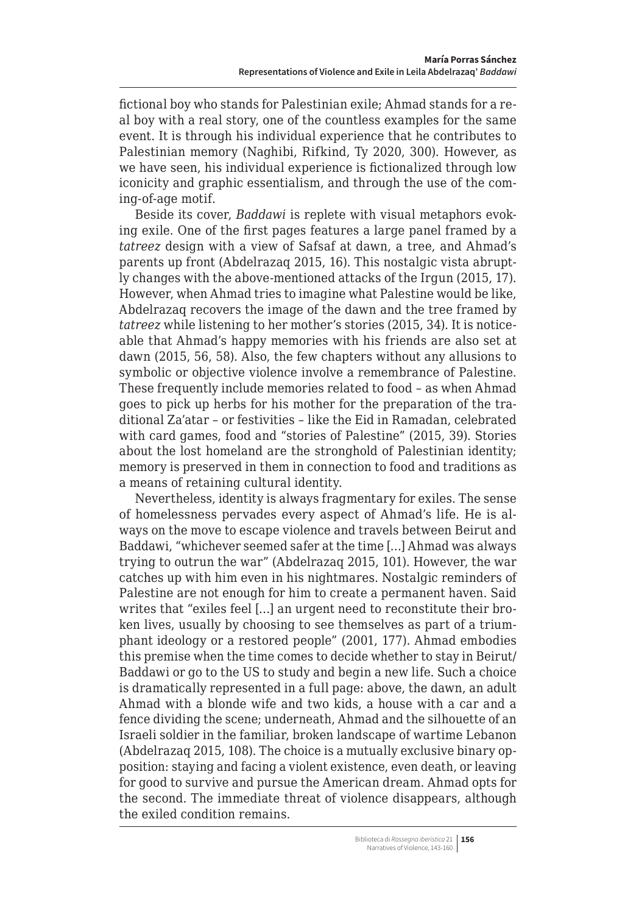fictional boy who stands for Palestinian exile; Ahmad stands for a real boy with a real story, one of the countless examples for the same event. It is through his individual experience that he contributes to Palestinian memory (Naghibi, Rifkind, Ty 2020, 300). However, as we have seen, his individual experience is fictionalized through low iconicity and graphic essentialism, and through the use of the coming-of-age motif.

Beside its cover, *Baddawi* is replete with visual metaphors evoking exile. One of the first pages features a large panel framed by a *tatreez* design with a view of Safsaf at dawn, a tree, and Ahmad's parents up front (Abdelrazaq 2015, 16). This nostalgic vista abruptly changes with the above-mentioned attacks of the Irgun (2015, 17). However, when Ahmad tries to imagine what Palestine would be like, Abdelrazaq recovers the image of the dawn and the tree framed by *tatreez* while listening to her mother's stories (2015, 34). It is noticeable that Ahmad's happy memories with his friends are also set at dawn (2015, 56, 58). Also, the few chapters without any allusions to symbolic or objective violence involve a remembrance of Palestine. These frequently include memories related to food – as when Ahmad goes to pick up herbs for his mother for the preparation of the traditional Za'atar – or festivities – like the Eid in Ramadan, celebrated with card games, food and "stories of Palestine" (2015, 39). Stories about the lost homeland are the stronghold of Palestinian identity; memory is preserved in them in connection to food and traditions as a means of retaining cultural identity.

Nevertheless, identity is always fragmentary for exiles. The sense of homelessness pervades every aspect of Ahmad's life. He is always on the move to escape violence and travels between Beirut and Baddawi, "whichever seemed safer at the time […] Ahmad was always trying to outrun the war" (Abdelrazaq 2015, 101). However, the war catches up with him even in his nightmares. Nostalgic reminders of Palestine are not enough for him to create a permanent haven. Said writes that "exiles feel […] an urgent need to reconstitute their broken lives, usually by choosing to see themselves as part of a triumphant ideology or a restored people" (2001, 177). Ahmad embodies this premise when the time comes to decide whether to stay in Beirut/Baddawi or go to the US to study and begin a new life. Such a choice is dramatically represented in a full page: above, the dawn, an adult Ahmad with a blonde wife and two kids, a house with a car and a fence dividing the scene; underneath, Ahmad and the silhouette of an Israeli soldier in the familiar, broken landscape of wartime Lebanon (Abdelrazaq 2015, 108). The choice is a mutually exclusive binary opposition: staying and facing a violent existence, even death, or leaving for good to survive and pursue the American dream. Ahmad opts for the second. The immediate threat of violence disappears, although the exiled condition remains.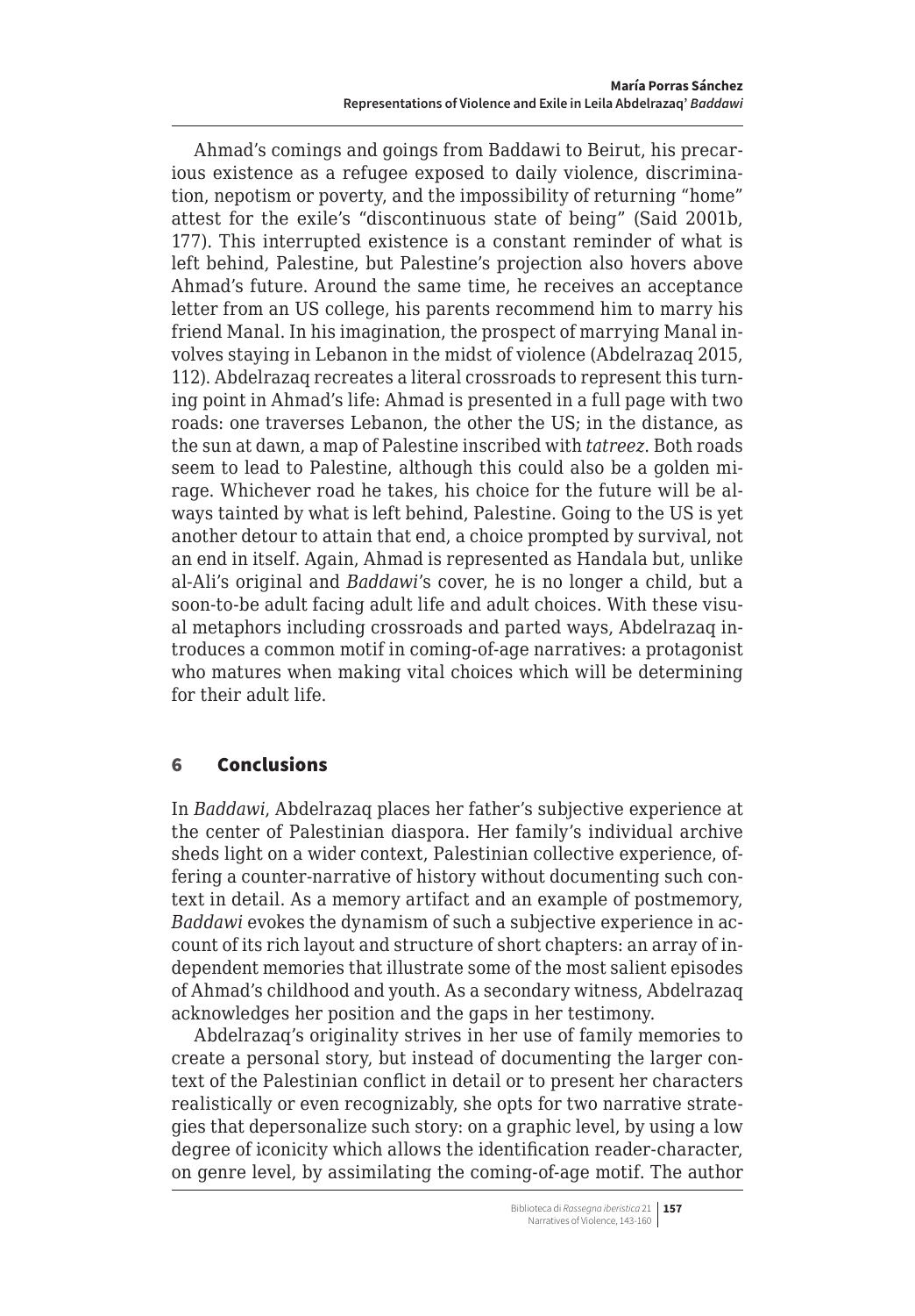Ahmad's comings and goings from Baddawi to Beirut, his precarious existence as a refugee exposed to daily violence, discrimination, nepotism or poverty, and the impossibility of returning "home" attest for the exile's "discontinuous state of being" (Said 2001b, 177). This interrupted existence is a constant reminder of what is left behind, Palestine, but Palestine's projection also hovers above Ahmad's future. Around the same time, he receives an acceptance letter from an US college, his parents recommend him to marry his friend Manal. In his imagination, the prospect of marrying Manal involves staying in Lebanon in the midst of violence (Abdelrazaq 2015, 112). Abdelrazaq recreates a literal crossroads to represent this turning point in Ahmad's life: Ahmad is presented in a full page with two roads: one traverses Lebanon, the other the US; in the distance, as the sun at dawn, a map of Palestine inscribed with *tatreez*. Both roads seem to lead to Palestine, although this could also be a golden mirage. Whichever road he takes, his choice for the future will be always tainted by what is left behind, Palestine. Going to the US is yet another detour to attain that end, a choice prompted by survival, not an end in itself. Again, Ahmad is represented as Handala but, unlike al-Ali's original and *Baddawi*'s cover, he is no longer a child, but a soon-to-be adult facing adult life and adult choices. With these visual metaphors including crossroads and parted ways, Abdelrazaq introduces a common motif in coming-of-age narratives: a protagonist who matures when making vital choices which will be determining for their adult life.

## 6 Conclusions

In *Baddawi*, Abdelrazaq places her father's subjective experience at the center of Palestinian diaspora. Her family's individual archive sheds light on a wider context, Palestinian collective experience, offering a counter-narrative of history without documenting such context in detail. As a memory artifact and an example of postmemory, *Baddawi* evokes the dynamism of such a subjective experience in account of its rich layout and structure of short chapters: an array of independent memories that illustrate some of the most salient episodes of Ahmad's childhood and youth. As a secondary witness, Abdelrazaq acknowledges her position and the gaps in her testimony.

Abdelrazaq's originality strives in her use of family memories to create a personal story, but instead of documenting the larger context of the Palestinian conflict in detail or to present her characters realistically or even recognizably, she opts for two narrative strategies that depersonalize such story: on a graphic level, by using a low degree of iconicity which allows the identification reader-character, on genre level, by assimilating the coming-of-age motif. The author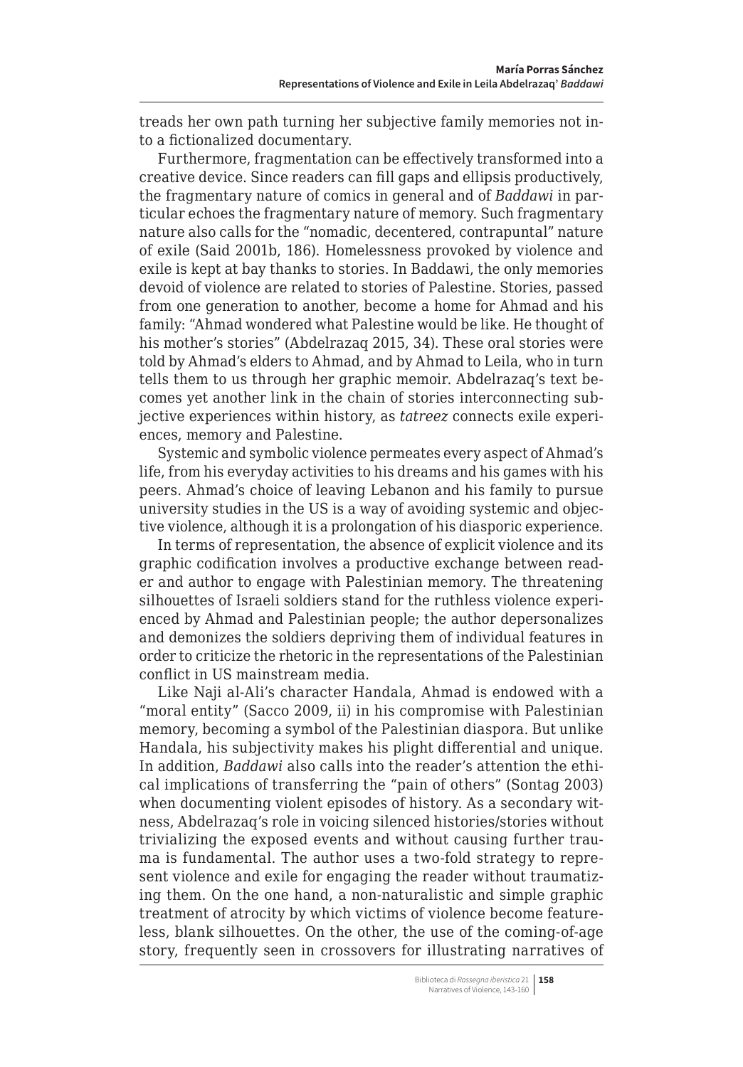treads her own path turning her subjective family memories not into a fictionalized documentary.

Furthermore, fragmentation can be effectively transformed into a creative device. Since readers can fill gaps and ellipsis productively, the fragmentary nature of comics in general and of *Baddawi* in particular echoes the fragmentary nature of memory. Such fragmentary nature also calls for the "nomadic, decentered, contrapuntal" nature of exile (Said 2001b, 186). Homelessness provoked by violence and exile is kept at bay thanks to stories. In Baddawi, the only memories devoid of violence are related to stories of Palestine. Stories, passed from one generation to another, become a home for Ahmad and his family: "Ahmad wondered what Palestine would be like. He thought of his mother's stories" (Abdelrazaq 2015, 34). These oral stories were told by Ahmad's elders to Ahmad, and by Ahmad to Leila, who in turn tells them to us through her graphic memoir. Abdelrazaq's text becomes yet another link in the chain of stories interconnecting subjective experiences within history, as *tatreez* connects exile experiences, memory and Palestine.

Systemic and symbolic violence permeates every aspect of Ahmad's life, from his everyday activities to his dreams and his games with his peers. Ahmad's choice of leaving Lebanon and his family to pursue university studies in the US is a way of avoiding systemic and objective violence, although it is a prolongation of his diasporic experience.

In terms of representation, the absence of explicit violence and its graphic codification involves a productive exchange between reader and author to engage with Palestinian memory. The threatening silhouettes of Israeli soldiers stand for the ruthless violence experienced by Ahmad and Palestinian people; the author depersonalizes and demonizes the soldiers depriving them of individual features in order to criticize the rhetoric in the representations of the Palestinian conflict in US mainstream media.

Like Naji al-Ali's character Handala, Ahmad is endowed with a "moral entity" (Sacco 2009, ii) in his compromise with Palestinian memory, becoming a symbol of the Palestinian diaspora. But unlike Handala, his subjectivity makes his plight differential and unique. In addition, *Baddawi* also calls into the reader's attention the ethical implications of transferring the "pain of others" (Sontag 2003) when documenting violent episodes of history. As a secondary witness, Abdelrazaq's role in voicing silenced histories/stories without trivializing the exposed events and without causing further trauma is fundamental. The author uses a two-fold strategy to represent violence and exile for engaging the reader without traumatizing them. On the one hand, a non-naturalistic and simple graphic treatment of atrocity by which victims of violence become featureless, blank silhouettes. On the other, the use of the coming-of-age story, frequently seen in crossovers for illustrating narratives of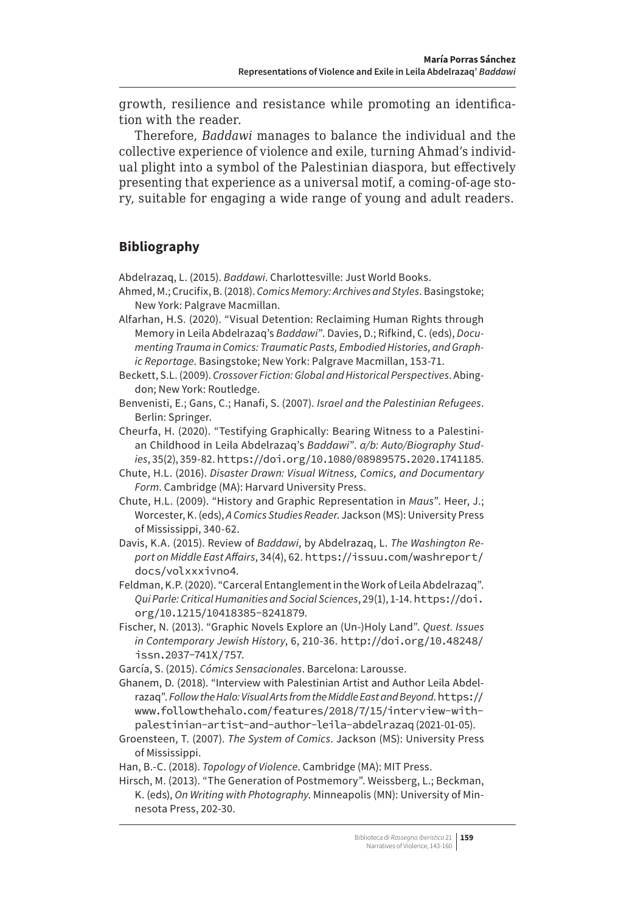growth, resilience and resistance while promoting an identification with the reader.

Therefore, *Baddawi* manages to balance the individual and the collective experience of violence and exile, turning Ahmad's individual plight into a symbol of the Palestinian diaspora, but effectively presenting that experience as a universal motif, a coming-of-age story, suitable for engaging a wide range of young and adult readers.

## Bibliography

Abdelrazaq, L. (2015). *Baddawi*. Charlottesville: Just World Books.

Ahmed, M.; Crucifix, B. (2018). *Comics Memory: Archives and Styles*. Basingstoke; New York: Palgrave Macmillan.

Alfarhan, H.S. (2020). "Visual Detention: Reclaiming Human Rights through Memory in Leila Abdelrazaq's *Baddawi*". Davies, D.; Rifkind, C. (eds), *Documenting Trauma in Comics: Traumatic Pasts, Embodied Histories, and Graphic Reportage*. Basingstoke; New York: Palgrave Macmillan, 153-71.

Beckett, S.L. (2009). *Crossover Fiction: Global and Historical Perspectives*. Abingdon; New York: Routledge.

Benvenisti, E.; Gans, C.; Hanafi, S. (2007). *Israel and the Palestinian Refugees*. Berlin: Springer.

Cheurfa, H. (2020). "Testifying Graphically: Bearing Witness to a Palestinian Childhood in Leila Abdelrazaq's *Baddawi*". *a/b: Auto/Biography Studies*, 35(2), 359-82. https://doi.org/10.1080/08989575.2020.1741185.

Chute, H.L. (2016). *Disaster Drawn: Visual Witness, Comics, and Documentary Form*. Cambridge (MA): Harvard University Press.

Chute, H.L. (2009). "History and Graphic Representation in *Maus*". Heer, J.; Worcester, K. (eds), *A Comics Studies Reader*. Jackson (MS): University Press of Mississippi, 340-62.

Davis, K.A. (2015). Review of *Baddawi*, by Abdelrazaq, L. *The Washington Report on Middle East Affairs*, 34(4), 62. https://issuu.com/washreport/docs/volxxxivno4.

Feldman, K.P. (2020). "Carceral Entanglement in the Work of Leila Abdelrazaq". *Qui Parle: Critical Humanities and Social Sciences*, 29(1), 1-14. https://doi.org/10.1215/10418385-8241879.

Fischer, N. (2013). "Graphic Novels Explore an (Un-)Holy Land". *Quest. Issues in Contemporary Jewish History*, 6, 210-36. http://doi.org/10.48248/issn.2037-741X/757.

García, S. (2015). *Cómics Sensacionales*. Barcelona: Larousse.

Ghanem, D. (2018). "Interview with Palestinian Artist and Author Leila Abdelrazaq". *Follow the Halo: Visual Arts from the Middle East and Beyond*. https://www.followthehalo.com/features/2018/7/15/interview-with-palestinian-artist-and-author-leila-abdelrazaq (2021-01-05).

Groensteen, T. (2007). *The System of Comics*. Jackson (MS): University Press of Mississippi.

Han, B.-C. (2018). *Topology of Violence*. Cambridge (MA): MIT Press.

Hirsch, M. (2013). "The Generation of Postmemory". Weissberg, L.; Beckman, K. (eds), *On Writing with Photography*. Minneapolis (MN): University of Minnesota Press, 202-30.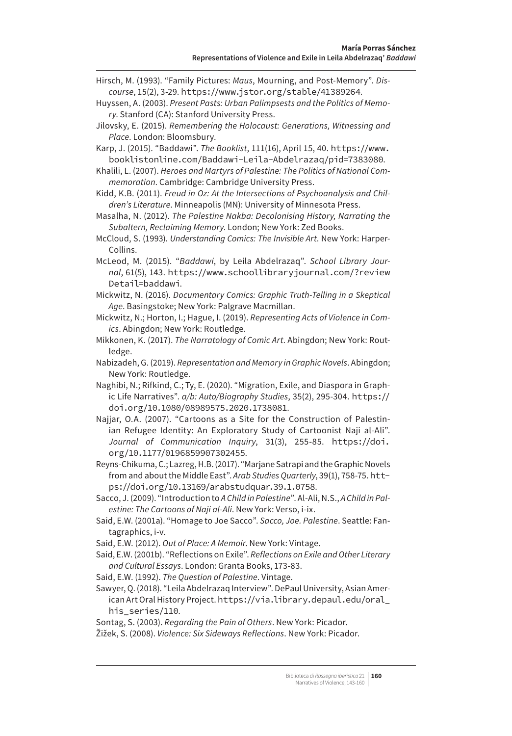Hirsch, M. (1993). "Family Pictures: *Maus*, Mourning, and Post-Memory". *Discourse*, 15(2), 3-29. https://www.jstor.org/stable/41389264.

Huyssen, A. (2003). *Present Pasts: Urban Palimpsests and the Politics of Memory*. Stanford (CA): Stanford University Press.

Jilovsky, E. (2015). *Remembering the Holocaust: Generations, Witnessing and Place*. London: Bloomsbury.

Karp, J. (2015). "Baddawi". *The Booklist*, 111(16), April 15, 40. https://www.booklistonline.com/Baddawi-Leila-Abdelrazaq/pid=7383080.

Khalili, L. (2007). *Heroes and Martyrs of Palestine: The Politics of National Commemoration*. Cambridge: Cambridge University Press.

Kidd, K.B. (2011). *Freud in Oz: At the Intersections of Psychoanalysis and Children's Literature*. Minneapolis (MN): University of Minnesota Press.

Masalha, N. (2012). *The Palestine Nakba: Decolonising History, Narrating the Subaltern, Reclaiming Memory*. London; New York: Zed Books.

McCloud, S. (1993). *Understanding Comics: The Invisible Art*. New York: HarperCollins.

McLeod, M. (2015). "*Baddawi*, by Leila Abdelrazaq". *School Library Journal*, 61(5), 143. https://www.schoollibraryjournal.com/?reviewDetail=baddawi.

Mickwitz, N. (2016). *Documentary Comics: Graphic Truth-Telling in a Skeptical Age*. Basingstoke; New York: Palgrave Macmillan.

Mickwitz, N.; Horton, I.; Hague, I. (2019). *Representing Acts of Violence in Comics*. Abingdon; New York: Routledge.

Mikkonen, K. (2017). *The Narratology of Comic Art*. Abingdon; New York: Routledge.

Nabizadeh, G. (2019). *Representation and Memory in Graphic Novels*. Abingdon; New York: Routledge.

Naghibi, N.; Rifkind, C.; Ty, E. (2020). "Migration, Exile, and Diaspora in Graphic Life Narratives". *a/b: Auto/Biography Studies*, 35(2), 295-304. https://doi.org/10.1080/08989575.2020.1738081.

Najjar, O.A. (2007). "Cartoons as a Site for the Construction of Palestinian Refugee Identity: An Exploratory Study of Cartoonist Naji al-Ali". *Journal of Communication Inquiry*, 31(3), 255-85. https://doi.org/10.1177/0196859907302455.

Reyns-Chikuma, C.; Lazreg, H.B. (2017). "Marjane Satrapi and the Graphic Novels from and about the Middle East". *Arab Studies Quarterly*, 39(1), 758-75. https://doi.org/10.13169/arabstudquar.39.1.0758.

Sacco, J. (2009). "Introduction to *A Child in Palestine*". Al-Ali, N.S., *A Child in Palestine: The Cartoons of Naji al-Ali*. New York: Verso, i-ix.

Said, E.W. (2001a). "Homage to Joe Sacco". *Sacco, Joe. Palestine*. Seattle: Fantagraphics, i-v.

Said, E.W. (2012). *Out of Place: A Memoir*. New York: Vintage.

Said, E.W. (2001b). "Reflections on Exile". *Reflections on Exile and Other Literary and Cultural Essays*. London: Granta Books, 173-83.

Said, E.W. (1992). *The Question of Palestine*. Vintage.

Sawyer, Q. (2018). "Leila Abdelrazaq Interview". DePaul University, Asian American Art Oral History Project. https://via.library.depaul.edu/oral_his_series/110.

Sontag, S. (2003). *Regarding the Pain of Others*. New York: Picador.

Žižek, S. (2008). *Violence: Six Sideways Reflections*. New York: Picador.